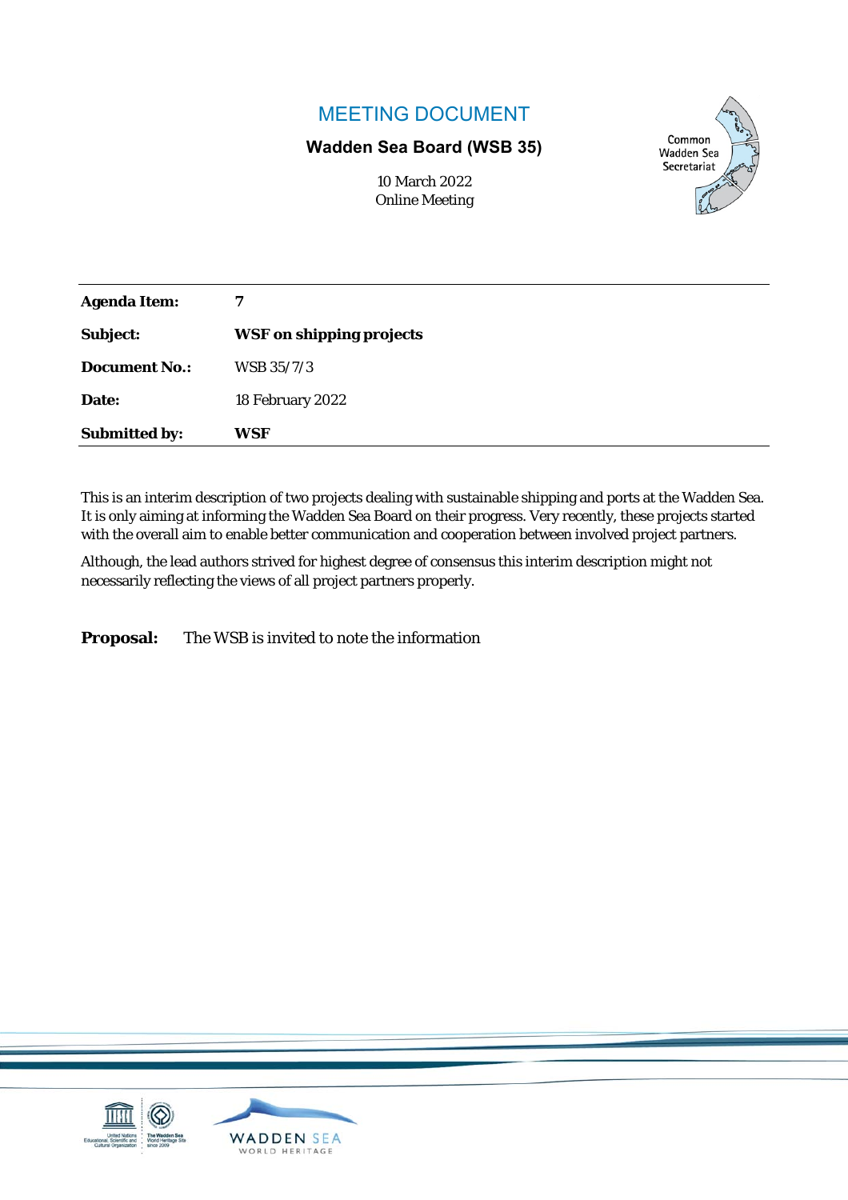# MEETING DOCUMENT

**Wadden Sea Board (WSB 35)**

10 March 2022
Online Meeting

| | |
|---|---|
| **Agenda Item:** | **7** |
| **Subject:** | **WSF on shipping projects** |
| **Document No.:** | WSB 35/7/3 |
| **Date:** | 18 February 2022 |
| **Submitted by:** | **WSF** |

This is an interim description of two projects dealing with sustainable shipping and ports at the Wadden Sea. It is only aiming at informing the Wadden Sea Board on their progress. Very recently, these projects started with the overall aim to enable better communication and cooperation between involved project partners.

Although, the lead authors strived for highest degree of consensus this interim description might not necessarily reflecting the views of all project partners properly.

**Proposal:** The WSB is invited to note the information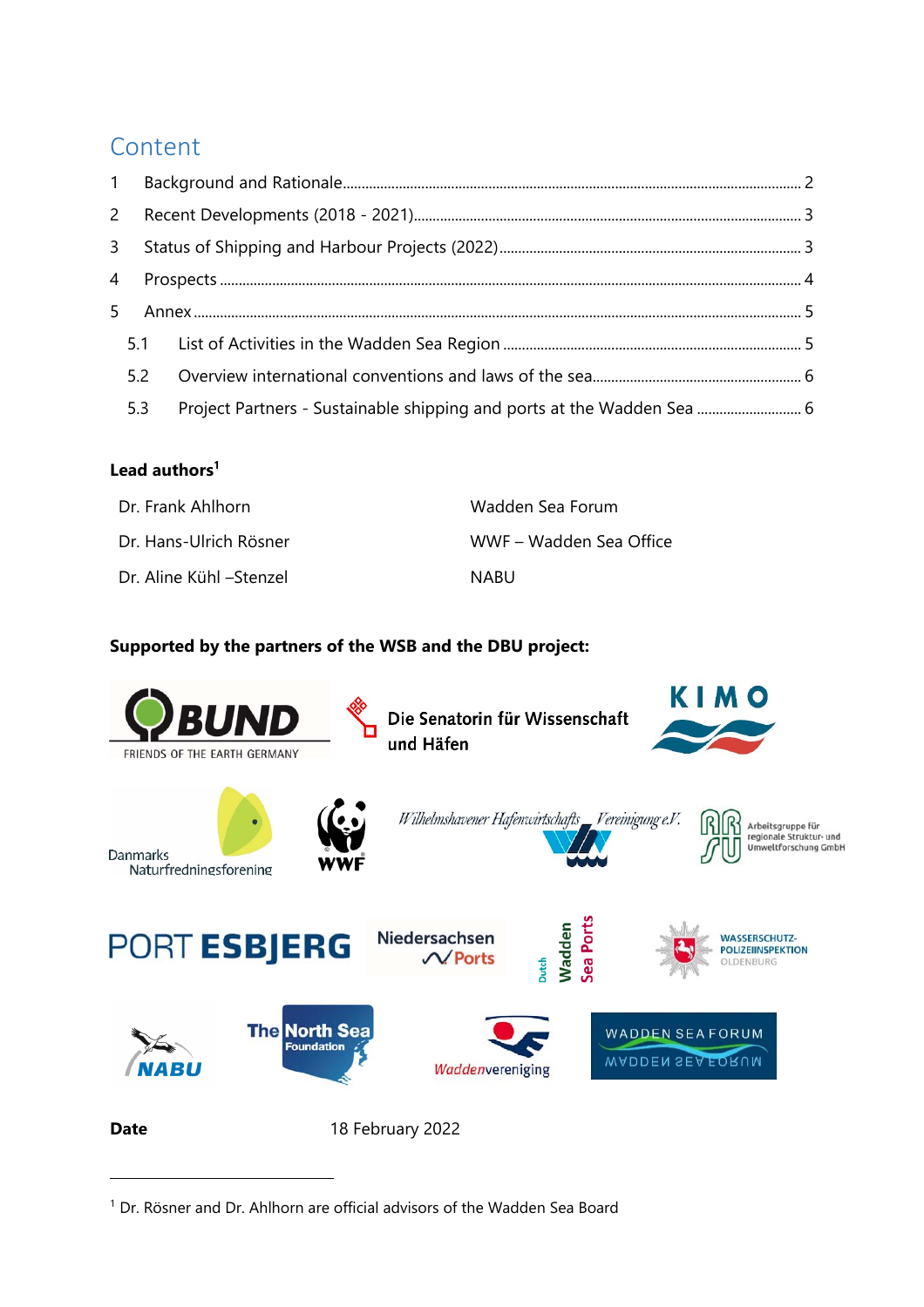# Content

1 Background and Rationale ............................................................................................................... 2

2 Recent Developments (2018 - 2021) .................................................................................................. 3

3 Status of Shipping and Harbour Projects (2022) ............................................................................... 3

4 Prospects ........................................................................................................................................... 4

5 Annex ................................................................................................................................................. 5

5.1 List of Activities in the Wadden Sea Region ................................................................................ 5

5.2 Overview international conventions and laws of the sea ............................................................ 6

5.3 Project Partners - Sustainable shipping and ports at the Wadden Sea ........................................ 6

**Lead authors**[1]

| | |
|---|---|
| Dr. Frank Ahlhorn | Wadden Sea Forum |
| Dr. Hans-Ulrich Rösner | WWF – Wadden Sea Office |
| Dr. Aline Kühl –Stenzel | NABU |

**Supported by the partners of the WSB and the DBU project:**

BUND FRIENDS OF THE EARTH GERMANY

Die Senatorin für Wissenschaft und Häfen

KIMO

Danmarks Naturfredningsforening

WWF

Wilhelmshavener Hafenwirtschafts-Vereinigung e.V.

Arbeitsgruppe für regionale Struktur- und Umweltforschung GmbH

PORT ESBJERG

Niedersachsen Ports

Dutch Wadden Sea Ports

WASSERSCHUTZ-POLIZEIINSPEKTION OLDENBURG

NABU

The North Sea Foundation

Waddenvereniging

WADDEN SEA FORUM

**Date** 18 February 2022

[1] Dr. Rösner and Dr. Ahlhorn are official advisors of the Wadden Sea Board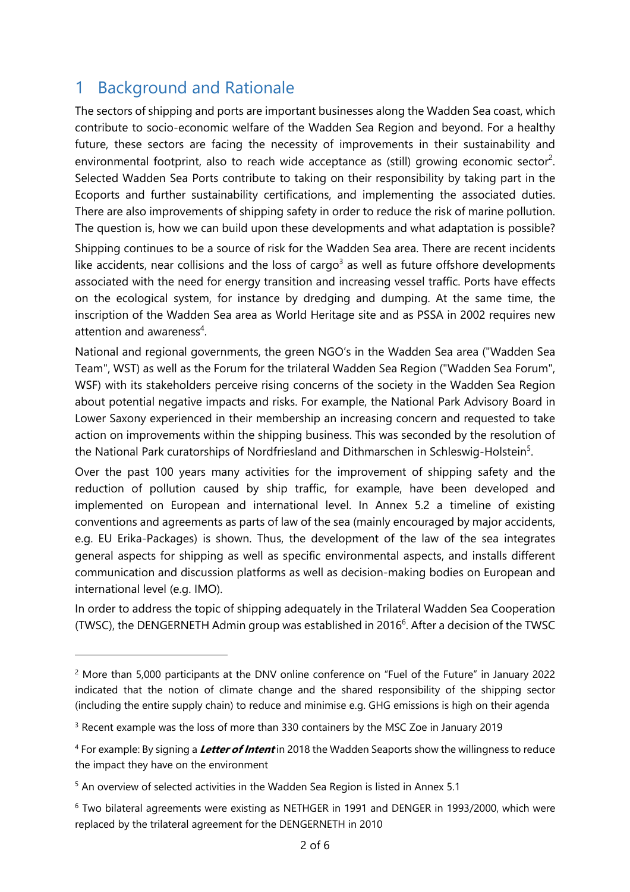# 1 Background and Rationale

The sectors of shipping and ports are important businesses along the Wadden Sea coast, which contribute to socio-economic welfare of the Wadden Sea Region and beyond. For a healthy future, these sectors are facing the necessity of improvements in their sustainability and environmental footprint, also to reach wide acceptance as (still) growing economic sector[2]. Selected Wadden Sea Ports contribute to taking on their responsibility by taking part in the Ecoports and further sustainability certifications, and implementing the associated duties. There are also improvements of shipping safety in order to reduce the risk of marine pollution. The question is, how we can build upon these developments and what adaptation is possible?

Shipping continues to be a source of risk for the Wadden Sea area. There are recent incidents like accidents, near collisions and the loss of cargo[3] as well as future offshore developments associated with the need for energy transition and increasing vessel traffic. Ports have effects on the ecological system, for instance by dredging and dumping. At the same time, the inscription of the Wadden Sea area as World Heritage site and as PSSA in 2002 requires new attention and awareness[4].

National and regional governments, the green NGO's in the Wadden Sea area ("Wadden Sea Team", WST) as well as the Forum for the trilateral Wadden Sea Region ("Wadden Sea Forum", WSF) with its stakeholders perceive rising concerns of the society in the Wadden Sea Region about potential negative impacts and risks. For example, the National Park Advisory Board in Lower Saxony experienced in their membership an increasing concern and requested to take action on improvements within the shipping business. This was seconded by the resolution of the National Park curatorships of Nordfriesland and Dithmarschen in Schleswig-Holstein[5].

Over the past 100 years many activities for the improvement of shipping safety and the reduction of pollution caused by ship traffic, for example, have been developed and implemented on European and international level. In Annex 5.2 a timeline of existing conventions and agreements as parts of law of the sea (mainly encouraged by major accidents, e.g. EU Erika-Packages) is shown. Thus, the development of the law of the sea integrates general aspects for shipping as well as specific environmental aspects, and installs different communication and discussion platforms as well as decision-making bodies on European and international level (e.g. IMO).

In order to address the topic of shipping adequately in the Trilateral Wadden Sea Cooperation (TWSC), the DENGERNETH Admin group was established in 2016[6]. After a decision of the TWSC

---

[2] More than 5,000 participants at the DNV online conference on "Fuel of the Future" in January 2022 indicated that the notion of climate change and the shared responsibility of the shipping sector (including the entire supply chain) to reduce and minimise e.g. GHG emissions is high on their agenda

[3] Recent example was the loss of more than 330 containers by the MSC Zoe in January 2019

[4] For example: By signing a ***Letter of Intent*** in 2018 the Wadden Seaports show the willingness to reduce the impact they have on the environment

[5] An overview of selected activities in the Wadden Sea Region is listed in Annex 5.1

[6] Two bilateral agreements were existing as NETHGER in 1991 and DENGER in 1993/2000, which were replaced by the trilateral agreement for the DENGERNETH in 2010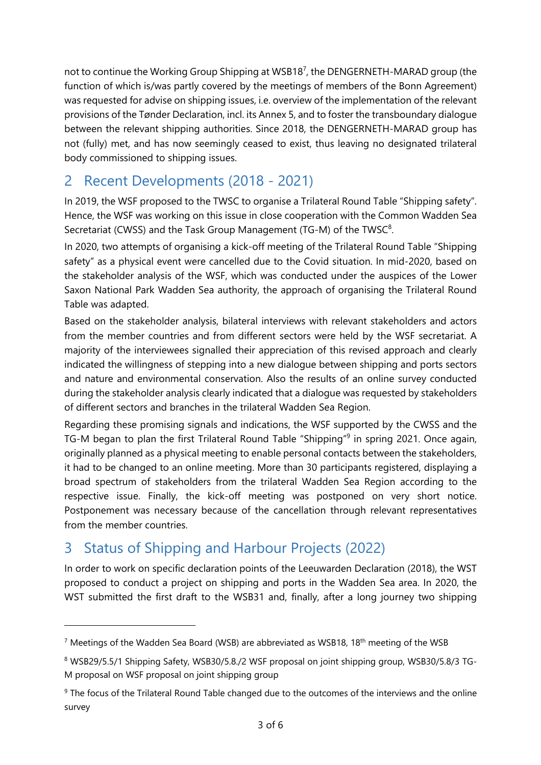not to continue the Working Group Shipping at WSB18[7], the DENGERNETH-MARAD group (the function of which is/was partly covered by the meetings of members of the Bonn Agreement) was requested for advise on shipping issues, i.e. overview of the implementation of the relevant provisions of the Tønder Declaration, incl. its Annex 5, and to foster the transboundary dialogue between the relevant shipping authorities. Since 2018, the DENGERNETH-MARAD group has not (fully) met, and has now seemingly ceased to exist, thus leaving no designated trilateral body commissioned to shipping issues.

## 2 Recent Developments (2018 - 2021)

In 2019, the WSF proposed to the TWSC to organise a Trilateral Round Table "Shipping safety". Hence, the WSF was working on this issue in close cooperation with the Common Wadden Sea Secretariat (CWSS) and the Task Group Management (TG-M) of the TWSC[8].

In 2020, two attempts of organising a kick-off meeting of the Trilateral Round Table "Shipping safety" as a physical event were cancelled due to the Covid situation. In mid-2020, based on the stakeholder analysis of the WSF, which was conducted under the auspices of the Lower Saxon National Park Wadden Sea authority, the approach of organising the Trilateral Round Table was adapted.

Based on the stakeholder analysis, bilateral interviews with relevant stakeholders and actors from the member countries and from different sectors were held by the WSF secretariat. A majority of the interviewees signalled their appreciation of this revised approach and clearly indicated the willingness of stepping into a new dialogue between shipping and ports sectors and nature and environmental conservation. Also the results of an online survey conducted during the stakeholder analysis clearly indicated that a dialogue was requested by stakeholders of different sectors and branches in the trilateral Wadden Sea Region.

Regarding these promising signals and indications, the WSF supported by the CWSS and the TG-M began to plan the first Trilateral Round Table "Shipping"[9] in spring 2021. Once again, originally planned as a physical meeting to enable personal contacts between the stakeholders, it had to be changed to an online meeting. More than 30 participants registered, displaying a broad spectrum of stakeholders from the trilateral Wadden Sea Region according to the respective issue. Finally, the kick-off meeting was postponed on very short notice. Postponement was necessary because of the cancellation through relevant representatives from the member countries.

## 3 Status of Shipping and Harbour Projects (2022)

In order to work on specific declaration points of the Leeuwarden Declaration (2018), the WST proposed to conduct a project on shipping and ports in the Wadden Sea area. In 2020, the WST submitted the first draft to the WSB31 and, finally, after a long journey two shipping

---

[7] Meetings of the Wadden Sea Board (WSB) are abbreviated as WSB18, 18th meeting of the WSB

[8] WSB29/5.5/1 Shipping Safety, WSB30/5.8./2 WSF proposal on joint shipping group, WSB30/5.8/3 TG-M proposal on WSF proposal on joint shipping group

[9] The focus of the Trilateral Round Table changed due to the outcomes of the interviews and the online survey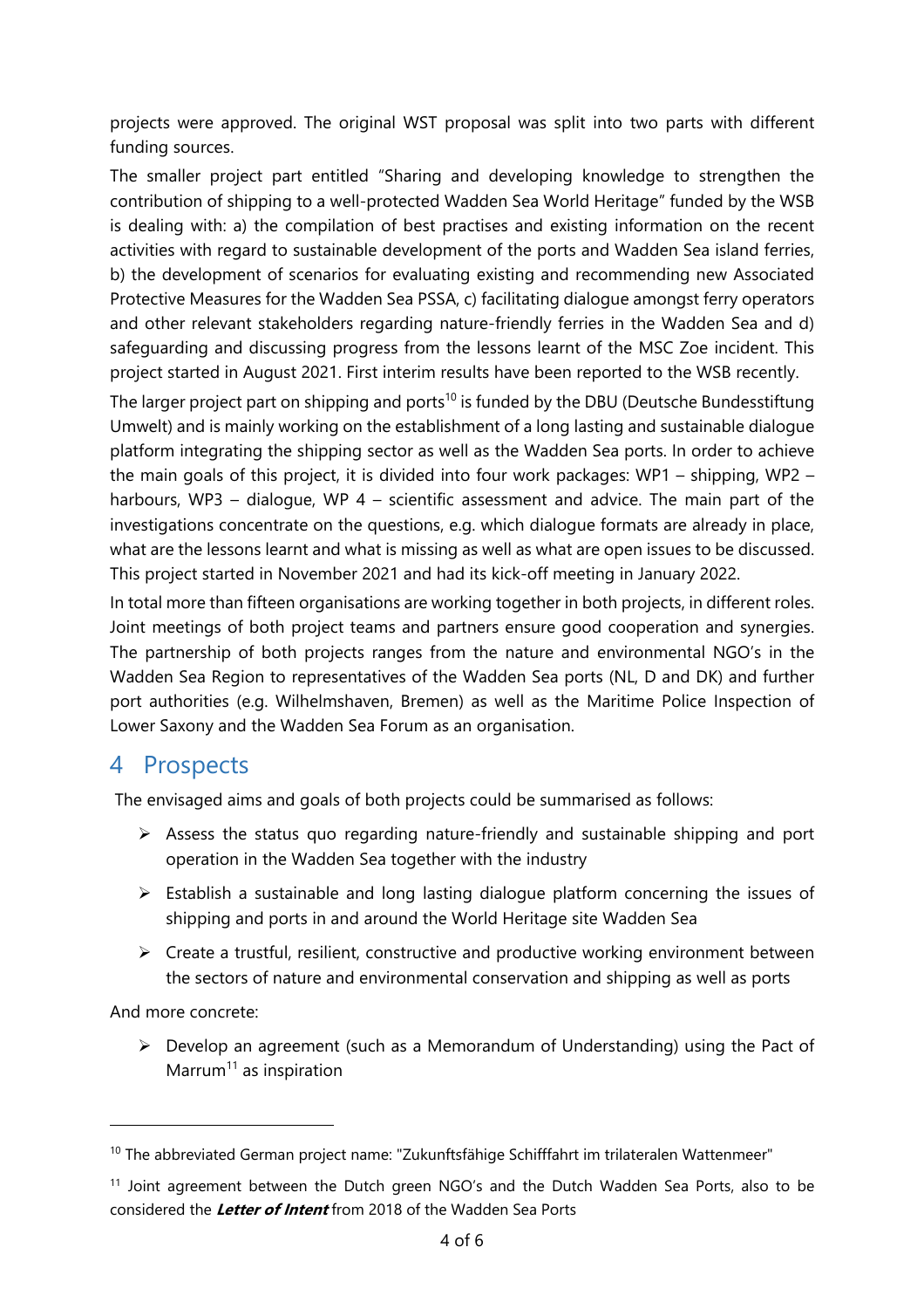projects were approved. The original WST proposal was split into two parts with different funding sources.

The smaller project part entitled "Sharing and developing knowledge to strengthen the contribution of shipping to a well-protected Wadden Sea World Heritage" funded by the WSB is dealing with: a) the compilation of best practises and existing information on the recent activities with regard to sustainable development of the ports and Wadden Sea island ferries, b) the development of scenarios for evaluating existing and recommending new Associated Protective Measures for the Wadden Sea PSSA, c) facilitating dialogue amongst ferry operators and other relevant stakeholders regarding nature-friendly ferries in the Wadden Sea and d) safeguarding and discussing progress from the lessons learnt of the MSC Zoe incident. This project started in August 2021. First interim results have been reported to the WSB recently.

The larger project part on shipping and ports[10] is funded by the DBU (Deutsche Bundesstiftung Umwelt) and is mainly working on the establishment of a long lasting and sustainable dialogue platform integrating the shipping sector as well as the Wadden Sea ports. In order to achieve the main goals of this project, it is divided into four work packages: WP1 – shipping, WP2 – harbours, WP3 – dialogue, WP 4 – scientific assessment and advice. The main part of the investigations concentrate on the questions, e.g. which dialogue formats are already in place, what are the lessons learnt and what is missing as well as what are open issues to be discussed. This project started in November 2021 and had its kick-off meeting in January 2022.

In total more than fifteen organisations are working together in both projects, in different roles. Joint meetings of both project teams and partners ensure good cooperation and synergies. The partnership of both projects ranges from the nature and environmental NGO's in the Wadden Sea Region to representatives of the Wadden Sea ports (NL, D and DK) and further port authorities (e.g. Wilhelmshaven, Bremen) as well as the Maritime Police Inspection of Lower Saxony and the Wadden Sea Forum as an organisation.

# 4 Prospects

The envisaged aims and goals of both projects could be summarised as follows:

- Assess the status quo regarding nature-friendly and sustainable shipping and port operation in the Wadden Sea together with the industry
- Establish a sustainable and long lasting dialogue platform concerning the issues of shipping and ports in and around the World Heritage site Wadden Sea
- Create a trustful, resilient, constructive and productive working environment between the sectors of nature and environmental conservation and shipping as well as ports

And more concrete:

- Develop an agreement (such as a Memorandum of Understanding) using the Pact of Marrum[11] as inspiration

---

[10] The abbreviated German project name: "Zukunftsfähige Schifffahrt im trilateralen Wattenmeer"

[11] Joint agreement between the Dutch green NGO's and the Dutch Wadden Sea Ports, also to be considered the ***Letter of Intent*** from 2018 of the Wadden Sea Ports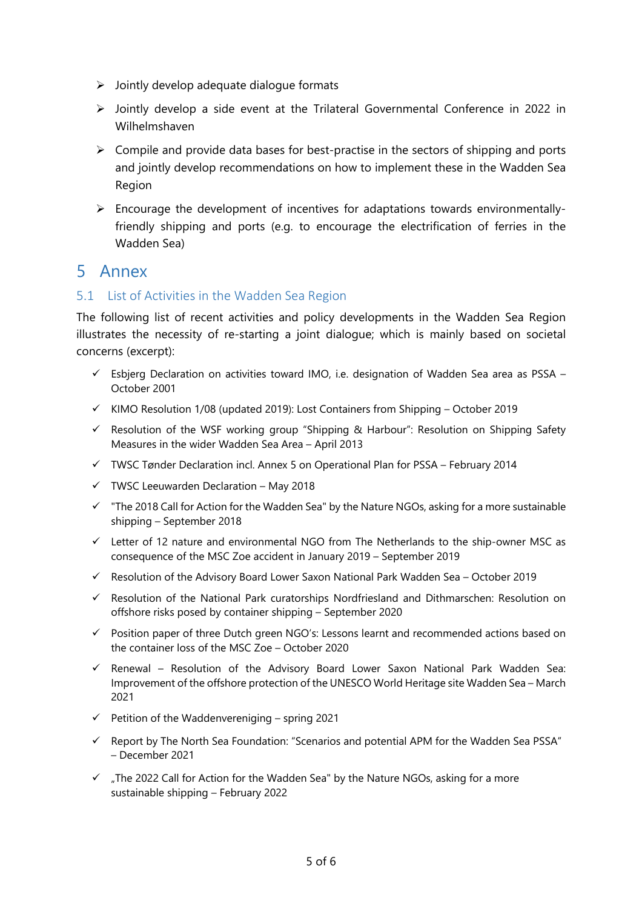- Jointly develop adequate dialogue formats
- Jointly develop a side event at the Trilateral Governmental Conference in 2022 in Wilhelmshaven
- Compile and provide data bases for best-practise in the sectors of shipping and ports and jointly develop recommendations on how to implement these in the Wadden Sea Region
- Encourage the development of incentives for adaptations towards environmentally-friendly shipping and ports (e.g. to encourage the electrification of ferries in the Wadden Sea)

# 5 Annex

## 5.1 List of Activities in the Wadden Sea Region

The following list of recent activities and policy developments in the Wadden Sea Region illustrates the necessity of re-starting a joint dialogue; which is mainly based on societal concerns (excerpt):

- ✓ Esbjerg Declaration on activities toward IMO, i.e. designation of Wadden Sea area as PSSA – October 2001
- ✓ KIMO Resolution 1/08 (updated 2019): Lost Containers from Shipping – October 2019
- ✓ Resolution of the WSF working group "Shipping & Harbour": Resolution on Shipping Safety Measures in the wider Wadden Sea Area – April 2013
- ✓ TWSC Tønder Declaration incl. Annex 5 on Operational Plan for PSSA – February 2014
- ✓ TWSC Leeuwarden Declaration – May 2018
- ✓ "The 2018 Call for Action for the Wadden Sea" by the Nature NGOs, asking for a more sustainable shipping – September 2018
- ✓ Letter of 12 nature and environmental NGO from The Netherlands to the ship-owner MSC as consequence of the MSC Zoe accident in January 2019 – September 2019
- ✓ Resolution of the Advisory Board Lower Saxon National Park Wadden Sea – October 2019
- ✓ Resolution of the National Park curatorships Nordfriesland and Dithmarschen: Resolution on offshore risks posed by container shipping – September 2020
- ✓ Position paper of three Dutch green NGO's: Lessons learnt and recommended actions based on the container loss of the MSC Zoe – October 2020
- ✓ Renewal – Resolution of the Advisory Board Lower Saxon National Park Wadden Sea: Improvement of the offshore protection of the UNESCO World Heritage site Wadden Sea – March 2021
- ✓ Petition of the Waddenvereniging – spring 2021
- ✓ Report by The North Sea Foundation: "Scenarios and potential APM for the Wadden Sea PSSA" – December 2021
- ✓ „The 2022 Call for Action for the Wadden Sea" by the Nature NGOs, asking for a more sustainable shipping – February 2022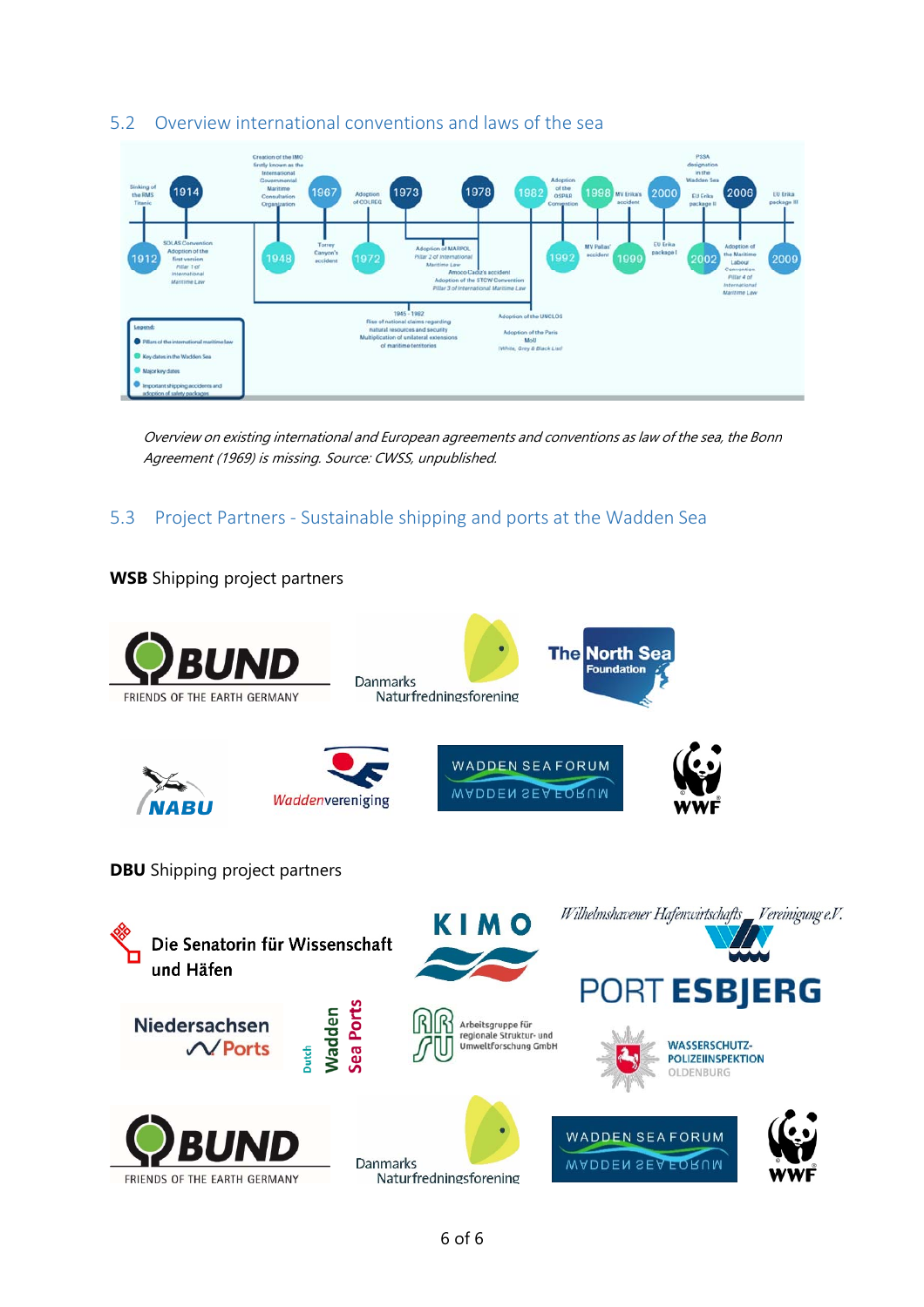## 5.2 Overview international conventions and laws of the sea

Sinking of the RMS Titanic
1914
1912
SOLAS Convention
Adoption of the first version
Pillar 1 of International Maritime Law
Creation of the IMO firstly known as the International Governmental Maritime Consultation Organization
1948
1967
Torrey Canyon's accident
Adoption of COLREG
1972
1973
Adoption of MARPOL
Pillar 2 of International Maritime Law
1978
Amoco Cadiz's accident
Adoption of the STCW Convention
Pillar 3 of International Maritime Law
1982
1992
Adoption of the OSPAR Convention
1998
MV Pallas' accident
1999
MV Erika's accident
2000
EU Erika package I
2002
PSSA designation in the Wadden Sea
EU Erika package II
2006
Adoption of the Maritime Labour Convention
Pillar 4 of International Maritime Law
2009
EU Erika package III

1945 - 1982
Rise of national claims regarding natural resources and security
Multiplication of unilateral extensions of maritime territories

Adoption of the UNCLOS
Adoption of the Paris MoU
(White, Grey & Black List)

Legend:
Pillars of the international maritime law
Key dates in the Wadden Sea
Major key dates
Important shipping accidents and adoption of safety packages

*Overview on existing international and European agreements and conventions as law of the sea, the Bonn Agreement (1969) is missing. Source: CWSS, unpublished.*

## 5.3 Project Partners - Sustainable shipping and ports at the Wadden Sea

**WSB** Shipping project partners

BUND – Friends of the Earth Germany
Danmarks Naturfredningsforening
The North Sea Foundation
NABU
Waddenvereniging
Wadden Sea Forum
WWF

**DBU** Shipping project partners

Die Senatorin für Wissenschaft und Häfen
KIMO
Wilhelmshavener Hafenwirtschafts-Vereinigung e.V.
Port Esbjerg
Niedersachsen Ports
Dutch Wadden Sea Ports
Arbeitsgruppe für regionale Struktur- und Umweltforschung GmbH
Wasserschutzpolizeiinspektion Oldenburg
BUND – Friends of the Earth Germany
Danmarks Naturfredningsforening
Wadden Sea Forum
WWF